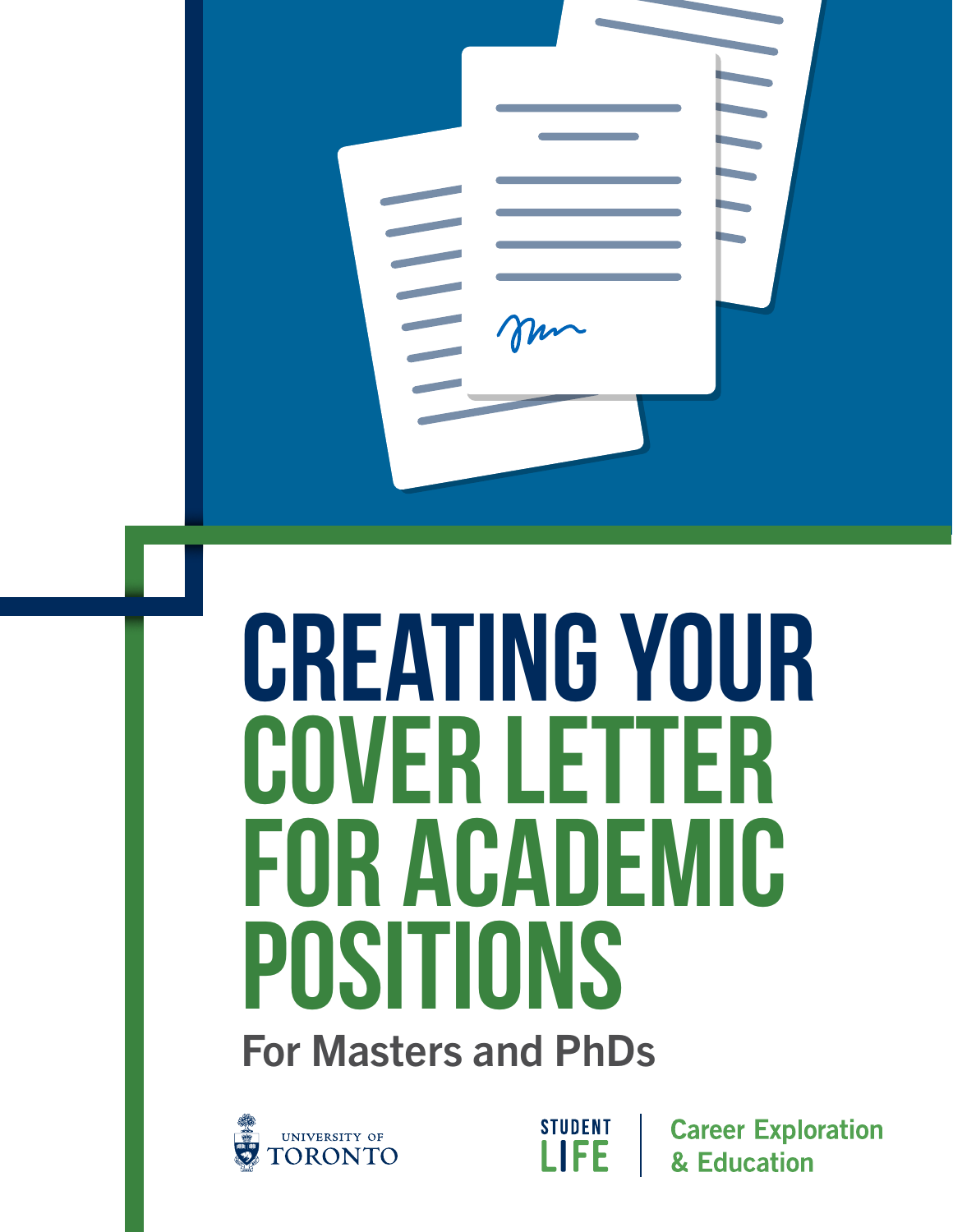# CREATING YOUR COVER LETTER FOR ACADEMIC POSITIONS

## For Masters and PhDs

UNIVERSITY OF TORONTO

STUDENT LIFE | Career Exploration & Education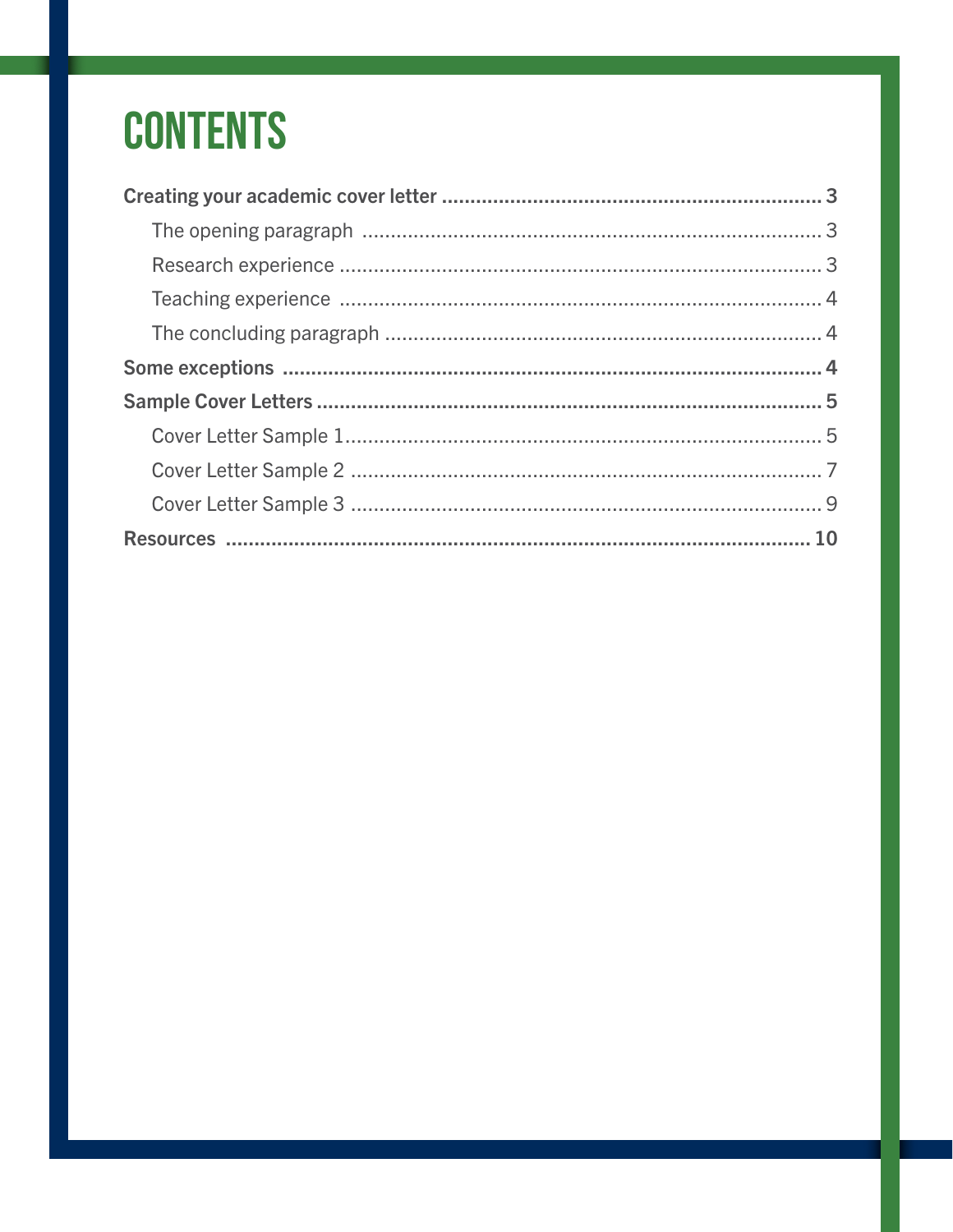# CONTENTS

**Creating your academic cover letter** .................................................................. **3**

- The opening paragraph ................................................................................ 3
- Research experience .................................................................................... 3
- Teaching experience .................................................................................... 4
- The concluding paragraph ............................................................................ 4

**Some exceptions** ............................................................................................. **4**

**Sample Cover Letters** ...................................................................................... **5**

- Cover Letter Sample 1 .................................................................................. 5
- Cover Letter Sample 2 .................................................................................. 7
- Cover Letter Sample 3 .................................................................................. 9

**Resources** ....................................................................................................... **10**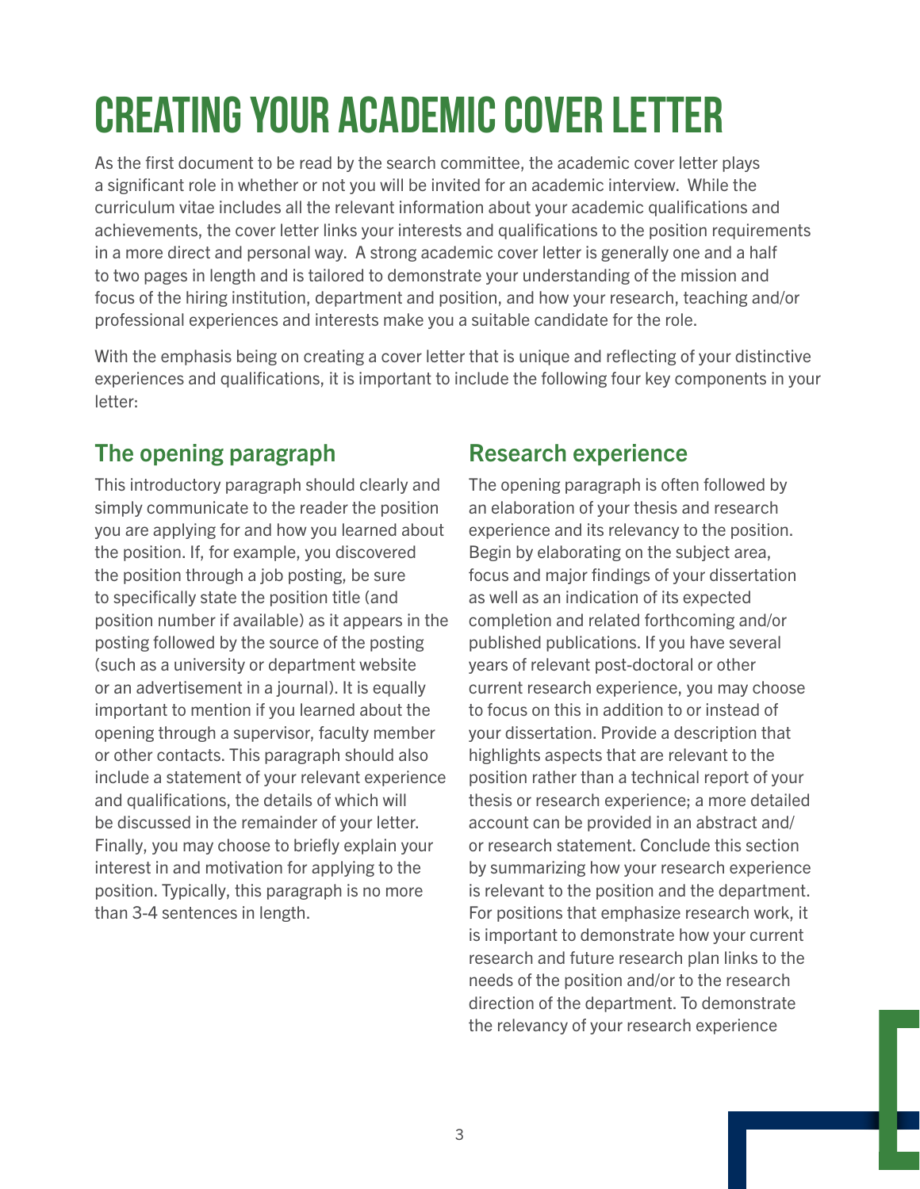# CREATING YOUR ACADEMIC COVER LETTER

As the first document to be read by the search committee, the academic cover letter plays a significant role in whether or not you will be invited for an academic interview. While the curriculum vitae includes all the relevant information about your academic qualifications and achievements, the cover letter links your interests and qualifications to the position requirements in a more direct and personal way. A strong academic cover letter is generally one and a half to two pages in length and is tailored to demonstrate your understanding of the mission and focus of the hiring institution, department and position, and how your research, teaching and/or professional experiences and interests make you a suitable candidate for the role.

With the emphasis being on creating a cover letter that is unique and reflecting of your distinctive experiences and qualifications, it is important to include the following four key components in your letter:

## The opening paragraph

This introductory paragraph should clearly and simply communicate to the reader the position you are applying for and how you learned about the position. If, for example, you discovered the position through a job posting, be sure to specifically state the position title (and position number if available) as it appears in the posting followed by the source of the posting (such as a university or department website or an advertisement in a journal). It is equally important to mention if you learned about the opening through a supervisor, faculty member or other contacts. This paragraph should also include a statement of your relevant experience and qualifications, the details of which will be discussed in the remainder of your letter. Finally, you may choose to briefly explain your interest in and motivation for applying to the position. Typically, this paragraph is no more than 3-4 sentences in length.

## Research experience

The opening paragraph is often followed by an elaboration of your thesis and research experience and its relevancy to the position. Begin by elaborating on the subject area, focus and major findings of your dissertation as well as an indication of its expected completion and related forthcoming and/or published publications. If you have several years of relevant post-doctoral or other current research experience, you may choose to focus on this in addition to or instead of your dissertation. Provide a description that highlights aspects that are relevant to the position rather than a technical report of your thesis or research experience; a more detailed account can be provided in an abstract and/or research statement. Conclude this section by summarizing how your research experience is relevant to the position and the department. For positions that emphasize research work, it is important to demonstrate how your current research and future research plan links to the needs of the position and/or to the research direction of the department. To demonstrate the relevancy of your research experience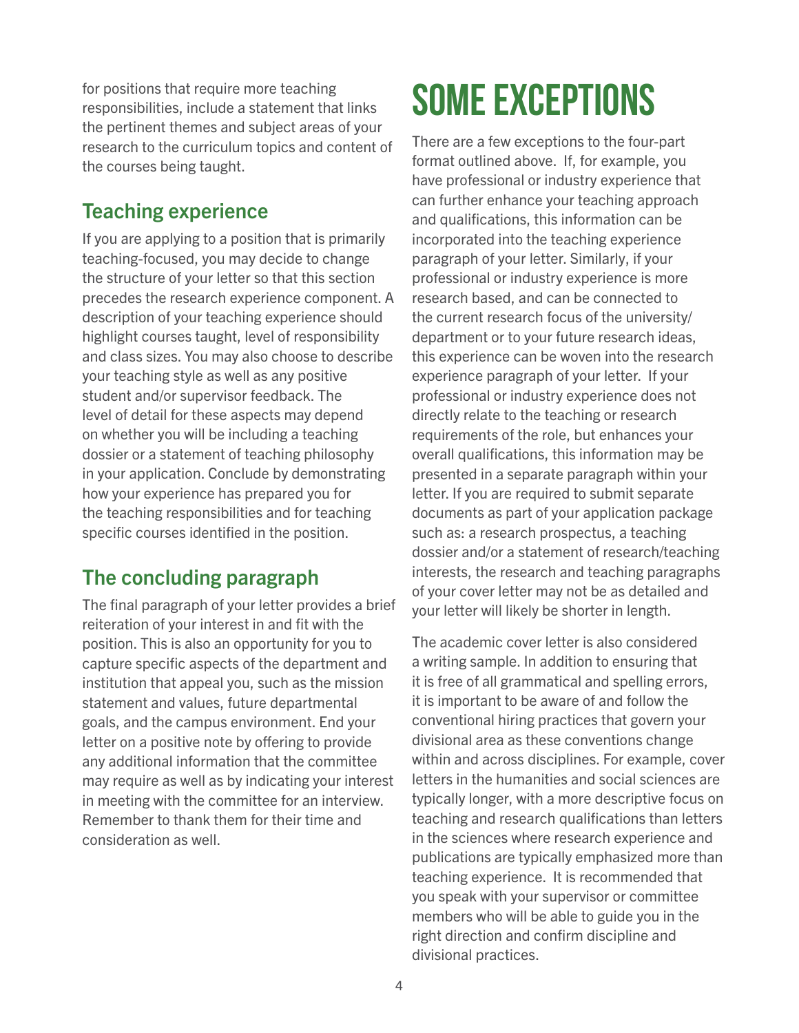for positions that require more teaching responsibilities, include a statement that links the pertinent themes and subject areas of your research to the curriculum topics and content of the courses being taught.

## Teaching experience

If you are applying to a position that is primarily teaching-focused, you may decide to change the structure of your letter so that this section precedes the research experience component. A description of your teaching experience should highlight courses taught, level of responsibility and class sizes. You may also choose to describe your teaching style as well as any positive student and/or supervisor feedback. The level of detail for these aspects may depend on whether you will be including a teaching dossier or a statement of teaching philosophy in your application. Conclude by demonstrating how your experience has prepared you for the teaching responsibilities and for teaching specific courses identified in the position.

## The concluding paragraph

The final paragraph of your letter provides a brief reiteration of your interest in and fit with the position. This is also an opportunity for you to capture specific aspects of the department and institution that appeal you, such as the mission statement and values, future departmental goals, and the campus environment. End your letter on a positive note by offering to provide any additional information that the committee may require as well as by indicating your interest in meeting with the committee for an interview. Remember to thank them for their time and consideration as well.

# SOME EXCEPTIONS

There are a few exceptions to the four-part format outlined above. If, for example, you have professional or industry experience that can further enhance your teaching approach and qualifications, this information can be incorporated into the teaching experience paragraph of your letter. Similarly, if your professional or industry experience is more research based, and can be connected to the current research focus of the university/department or to your future research ideas, this experience can be woven into the research experience paragraph of your letter. If your professional or industry experience does not directly relate to the teaching or research requirements of the role, but enhances your overall qualifications, this information may be presented in a separate paragraph within your letter. If you are required to submit separate documents as part of your application package such as: a research prospectus, a teaching dossier and/or a statement of research/teaching interests, the research and teaching paragraphs of your cover letter may not be as detailed and your letter will likely be shorter in length.

The academic cover letter is also considered a writing sample. In addition to ensuring that it is free of all grammatical and spelling errors, it is important to be aware of and follow the conventional hiring practices that govern your divisional area as these conventions change within and across disciplines. For example, cover letters in the humanities and social sciences are typically longer, with a more descriptive focus on teaching and research qualifications than letters in the sciences where research experience and publications are typically emphasized more than teaching experience. It is recommended that you speak with your supervisor or committee members who will be able to guide you in the right direction and confirm discipline and divisional practices.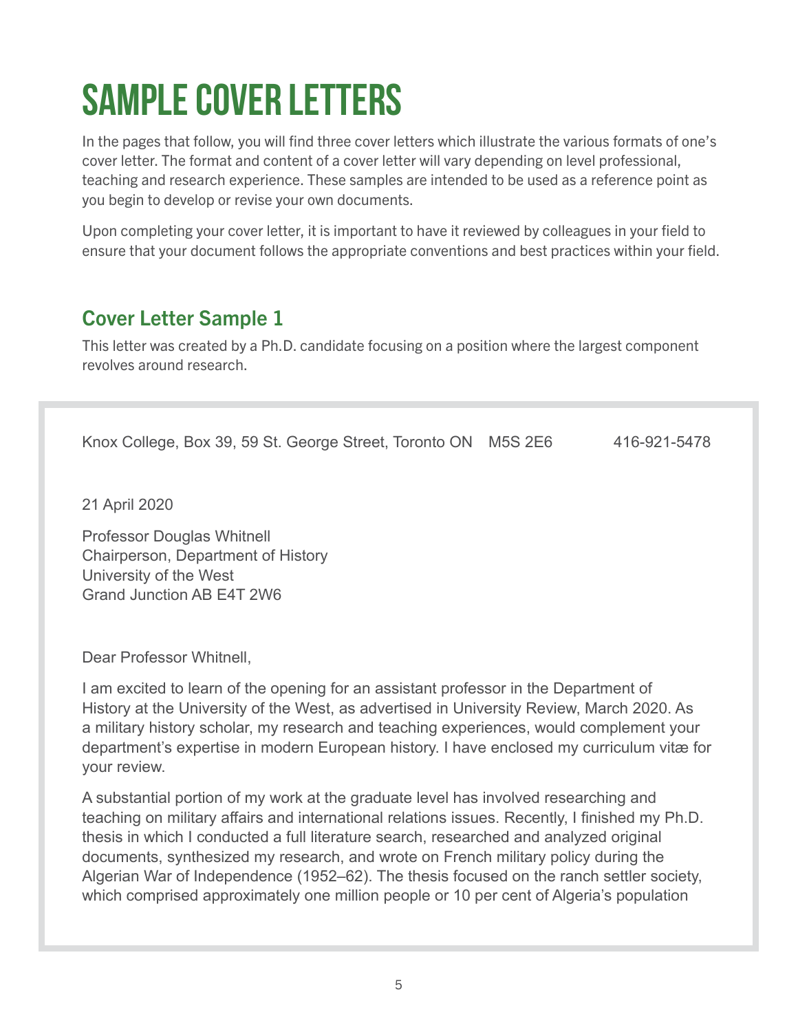# SAMPLE COVER LETTERS

In the pages that follow, you will find three cover letters which illustrate the various formats of one's cover letter. The format and content of a cover letter will vary depending on level professional, teaching and research experience. These samples are intended to be used as a reference point as you begin to develop or revise your own documents.

Upon completing your cover letter, it is important to have it reviewed by colleagues in your field to ensure that your document follows the appropriate conventions and best practices within your field.

## Cover Letter Sample 1

This letter was created by a Ph.D. candidate focusing on a position where the largest component revolves around research.

Knox College, Box 39, 59 St. George Street, Toronto ON M5S 2E6 416-921-5478

21 April 2020

Professor Douglas Whitnell
Chairperson, Department of History
University of the West
Grand Junction AB E4T 2W6

Dear Professor Whitnell,

I am excited to learn of the opening for an assistant professor in the Department of History at the University of the West, as advertised in University Review, March 2020. As a military history scholar, my research and teaching experiences, would complement your department's expertise in modern European history. I have enclosed my curriculum vitæ for your review.

A substantial portion of my work at the graduate level has involved researching and teaching on military affairs and international relations issues. Recently, I finished my Ph.D. thesis in which I conducted a full literature search, researched and analyzed original documents, synthesized my research, and wrote on French military policy during the Algerian War of Independence (1952–62). The thesis focused on the ranch settler society, which comprised approximately one million people or 10 per cent of Algeria's population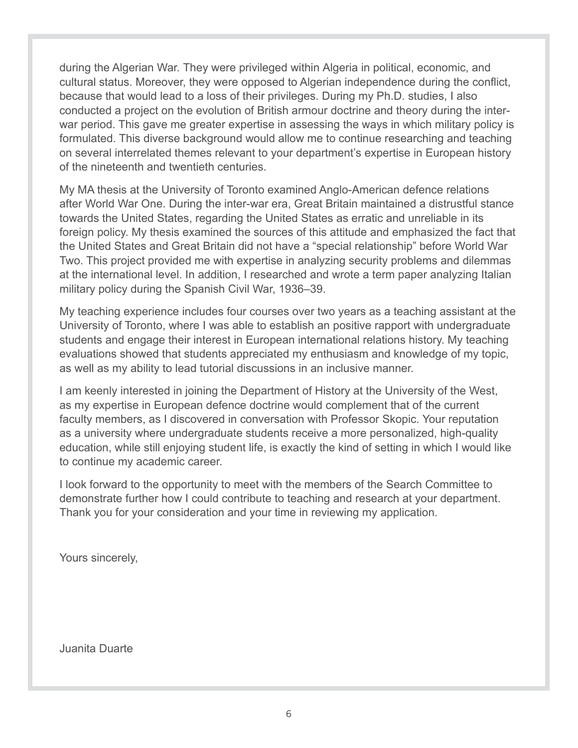during the Algerian War. They were privileged within Algeria in political, economic, and cultural status. Moreover, they were opposed to Algerian independence during the conflict, because that would lead to a loss of their privileges. During my Ph.D. studies, I also conducted a project on the evolution of British armour doctrine and theory during the inter-war period. This gave me greater expertise in assessing the ways in which military policy is formulated. This diverse background would allow me to continue researching and teaching on several interrelated themes relevant to your department's expertise in European history of the nineteenth and twentieth centuries.

My MA thesis at the University of Toronto examined Anglo-American defence relations after World War One. During the inter-war era, Great Britain maintained a distrustful stance towards the United States, regarding the United States as erratic and unreliable in its foreign policy. My thesis examined the sources of this attitude and emphasized the fact that the United States and Great Britain did not have a "special relationship" before World War Two. This project provided me with expertise in analyzing security problems and dilemmas at the international level. In addition, I researched and wrote a term paper analyzing Italian military policy during the Spanish Civil War, 1936–39.

My teaching experience includes four courses over two years as a teaching assistant at the University of Toronto, where I was able to establish an positive rapport with undergraduate students and engage their interest in European international relations history. My teaching evaluations showed that students appreciated my enthusiasm and knowledge of my topic, as well as my ability to lead tutorial discussions in an inclusive manner.

I am keenly interested in joining the Department of History at the University of the West, as my expertise in European defence doctrine would complement that of the current faculty members, as I discovered in conversation with Professor Skopic. Your reputation as a university where undergraduate students receive a more personalized, high-quality education, while still enjoying student life, is exactly the kind of setting in which I would like to continue my academic career.

I look forward to the opportunity to meet with the members of the Search Committee to demonstrate further how I could contribute to teaching and research at your department. Thank you for your consideration and your time in reviewing my application.

Yours sincerely,

Juanita Duarte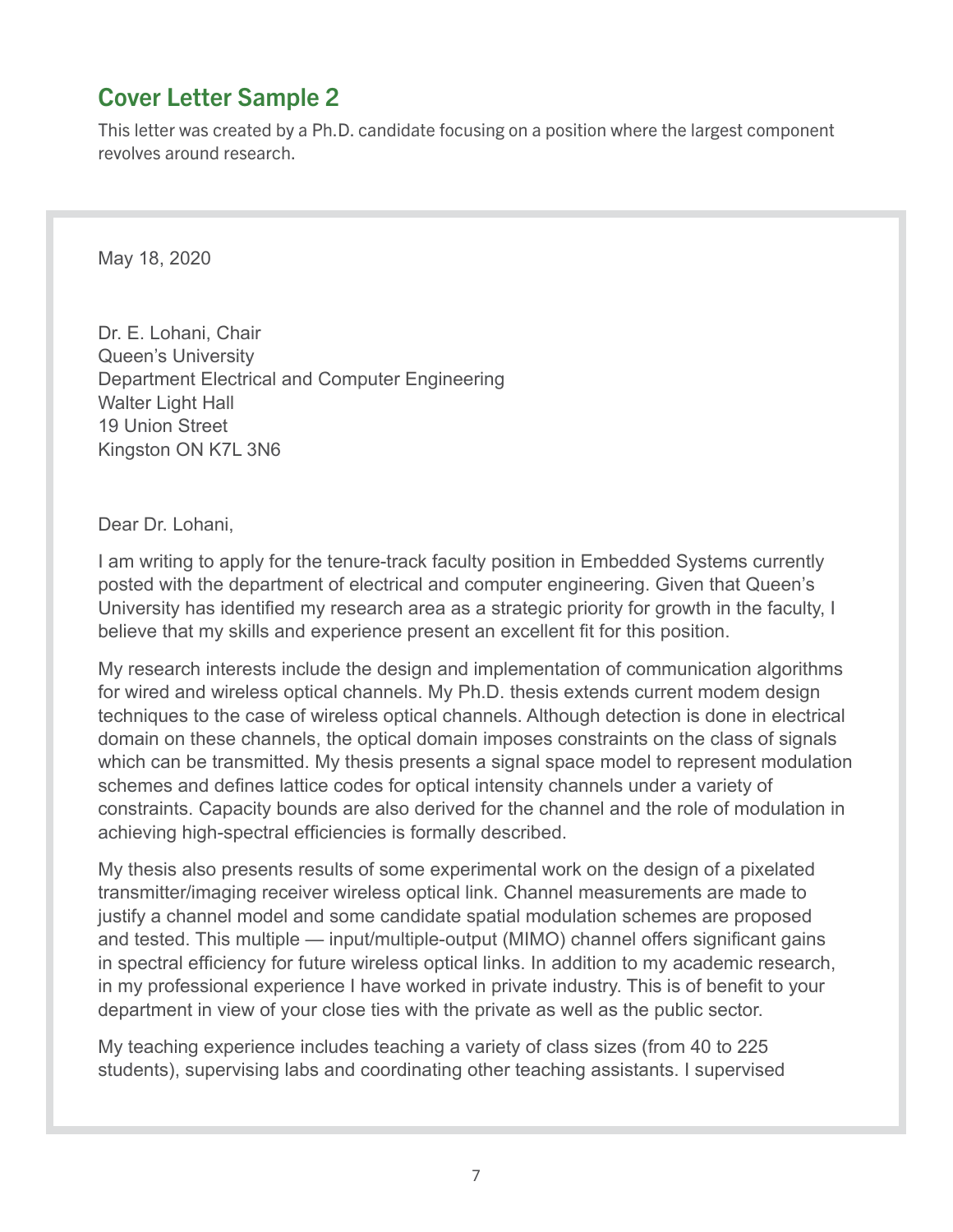## Cover Letter Sample 2

This letter was created by a Ph.D. candidate focusing on a position where the largest component revolves around research.

May 18, 2020

Dr. E. Lohani, Chair
Queen's University
Department Electrical and Computer Engineering
Walter Light Hall
19 Union Street
Kingston ON K7L 3N6

Dear Dr. Lohani,

I am writing to apply for the tenure-track faculty position in Embedded Systems currently posted with the department of electrical and computer engineering. Given that Queen's University has identified my research area as a strategic priority for growth in the faculty, I believe that my skills and experience present an excellent fit for this position.

My research interests include the design and implementation of communication algorithms for wired and wireless optical channels. My Ph.D. thesis extends current modem design techniques to the case of wireless optical channels. Although detection is done in electrical domain on these channels, the optical domain imposes constraints on the class of signals which can be transmitted. My thesis presents a signal space model to represent modulation schemes and defines lattice codes for optical intensity channels under a variety of constraints. Capacity bounds are also derived for the channel and the role of modulation in achieving high-spectral efficiencies is formally described.

My thesis also presents results of some experimental work on the design of a pixelated transmitter/imaging receiver wireless optical link. Channel measurements are made to justify a channel model and some candidate spatial modulation schemes are proposed and tested. This multiple — input/multiple-output (MIMO) channel offers significant gains in spectral efficiency for future wireless optical links. In addition to my academic research, in my professional experience I have worked in private industry. This is of benefit to your department in view of your close ties with the private as well as the public sector.

My teaching experience includes teaching a variety of class sizes (from 40 to 225 students), supervising labs and coordinating other teaching assistants. I supervised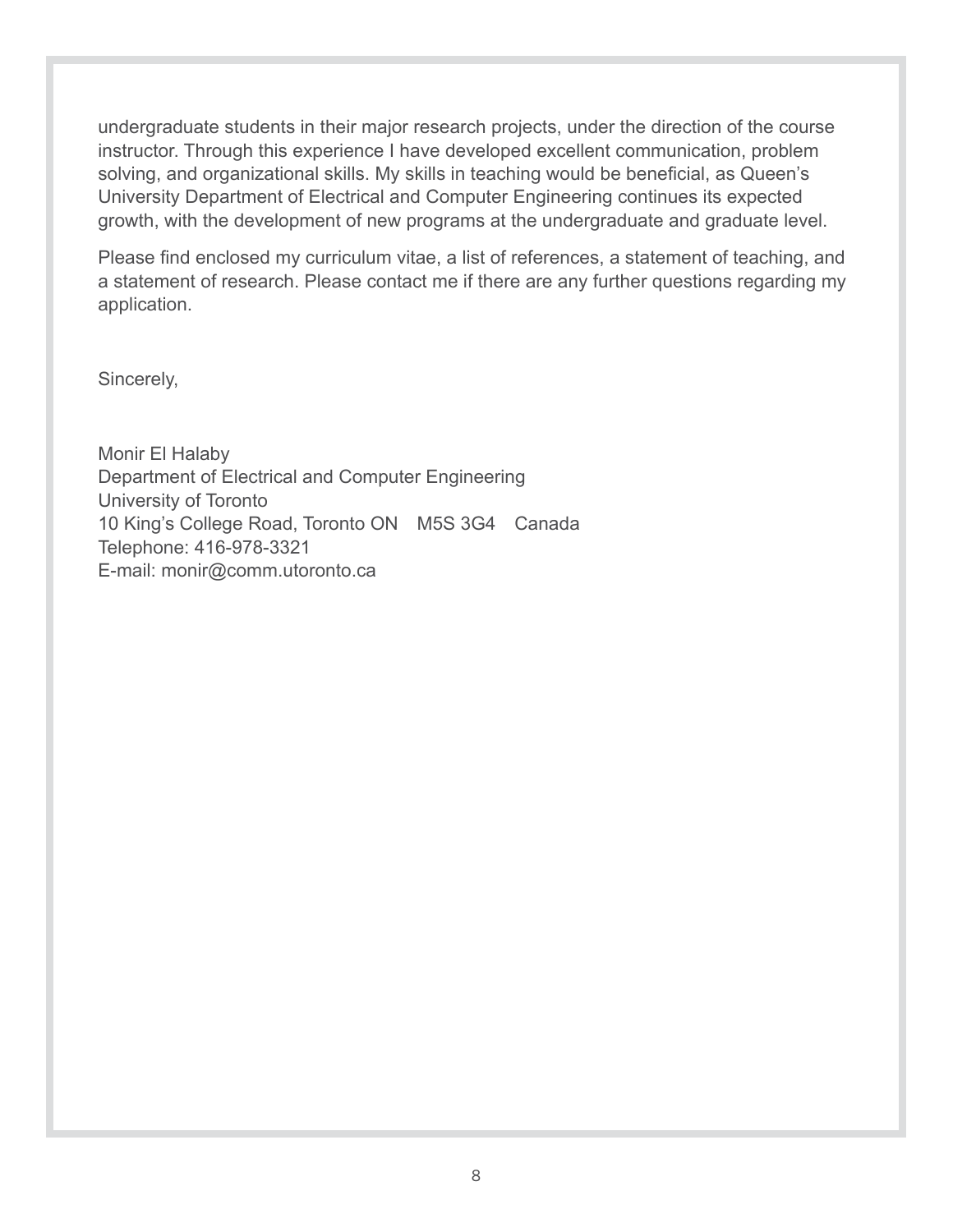undergraduate students in their major research projects, under the direction of the course instructor. Through this experience I have developed excellent communication, problem solving, and organizational skills. My skills in teaching would be beneficial, as Queen's University Department of Electrical and Computer Engineering continues its expected growth, with the development of new programs at the undergraduate and graduate level.

Please find enclosed my curriculum vitae, a list of references, a statement of teaching, and a statement of research. Please contact me if there are any further questions regarding my application.

Sincerely,

Monir El Halaby
Department of Electrical and Computer Engineering
University of Toronto
10 King's College Road, Toronto ON M5S 3G4 Canada
Telephone: 416-978-3321
E-mail: monir@comm.utoronto.ca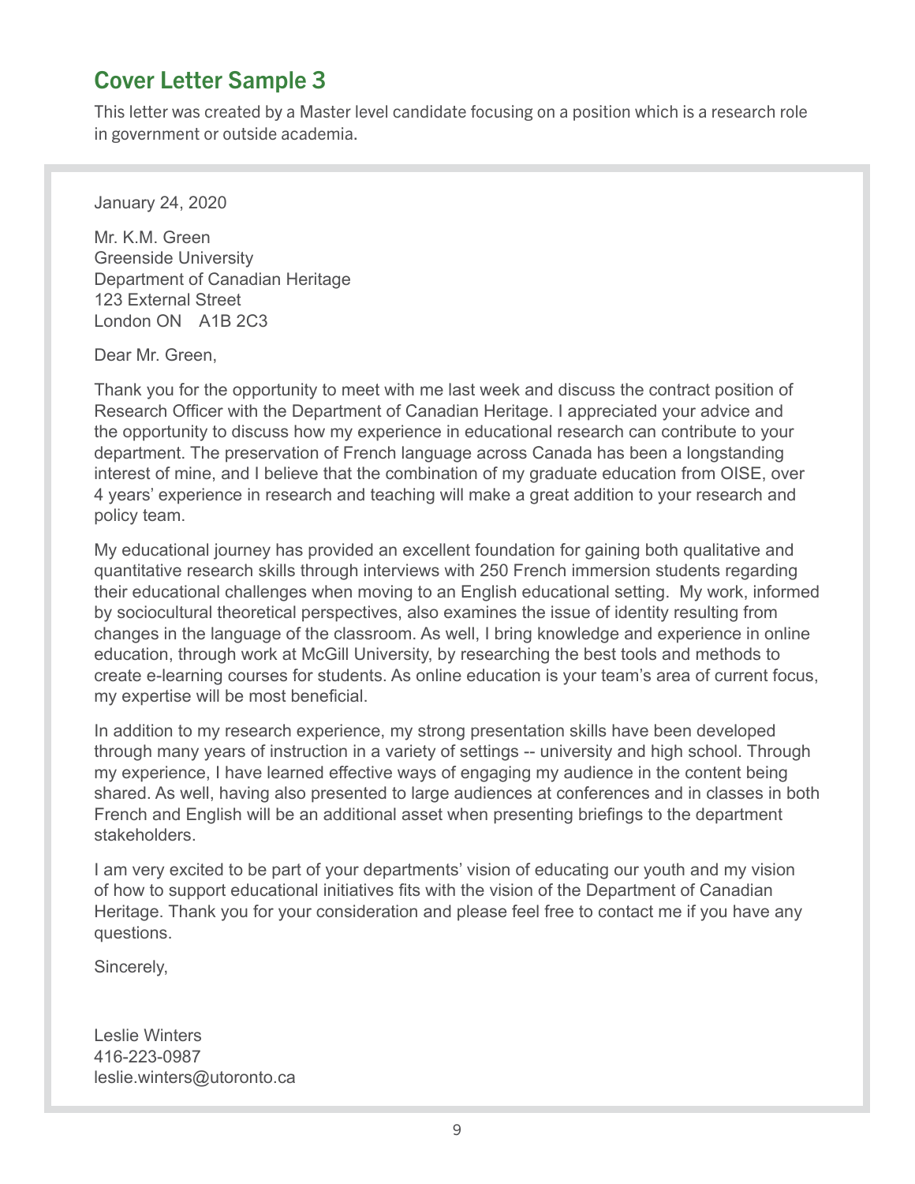## Cover Letter Sample 3

This letter was created by a Master level candidate focusing on a position which is a research role in government or outside academia.

January 24, 2020

Mr. K.M. Green
Greenside University
Department of Canadian Heritage
123 External Street
London ON   A1B 2C3

Dear Mr. Green,

Thank you for the opportunity to meet with me last week and discuss the contract position of Research Officer with the Department of Canadian Heritage. I appreciated your advice and the opportunity to discuss how my experience in educational research can contribute to your department. The preservation of French language across Canada has been a longstanding interest of mine, and I believe that the combination of my graduate education from OISE, over 4 years' experience in research and teaching will make a great addition to your research and policy team.

My educational journey has provided an excellent foundation for gaining both qualitative and quantitative research skills through interviews with 250 French immersion students regarding their educational challenges when moving to an English educational setting.  My work, informed by sociocultural theoretical perspectives, also examines the issue of identity resulting from changes in the language of the classroom. As well, I bring knowledge and experience in online education, through work at McGill University, by researching the best tools and methods to create e-learning courses for students. As online education is your team's area of current focus, my expertise will be most beneficial.

In addition to my research experience, my strong presentation skills have been developed through many years of instruction in a variety of settings -- university and high school. Through my experience, I have learned effective ways of engaging my audience in the content being shared. As well, having also presented to large audiences at conferences and in classes in both French and English will be an additional asset when presenting briefings to the department stakeholders.

I am very excited to be part of your departments' vision of educating our youth and my vision of how to support educational initiatives fits with the vision of the Department of Canadian Heritage. Thank you for your consideration and please feel free to contact me if you have any questions.

Sincerely,

Leslie Winters
416-223-0987
leslie.winters@utoronto.ca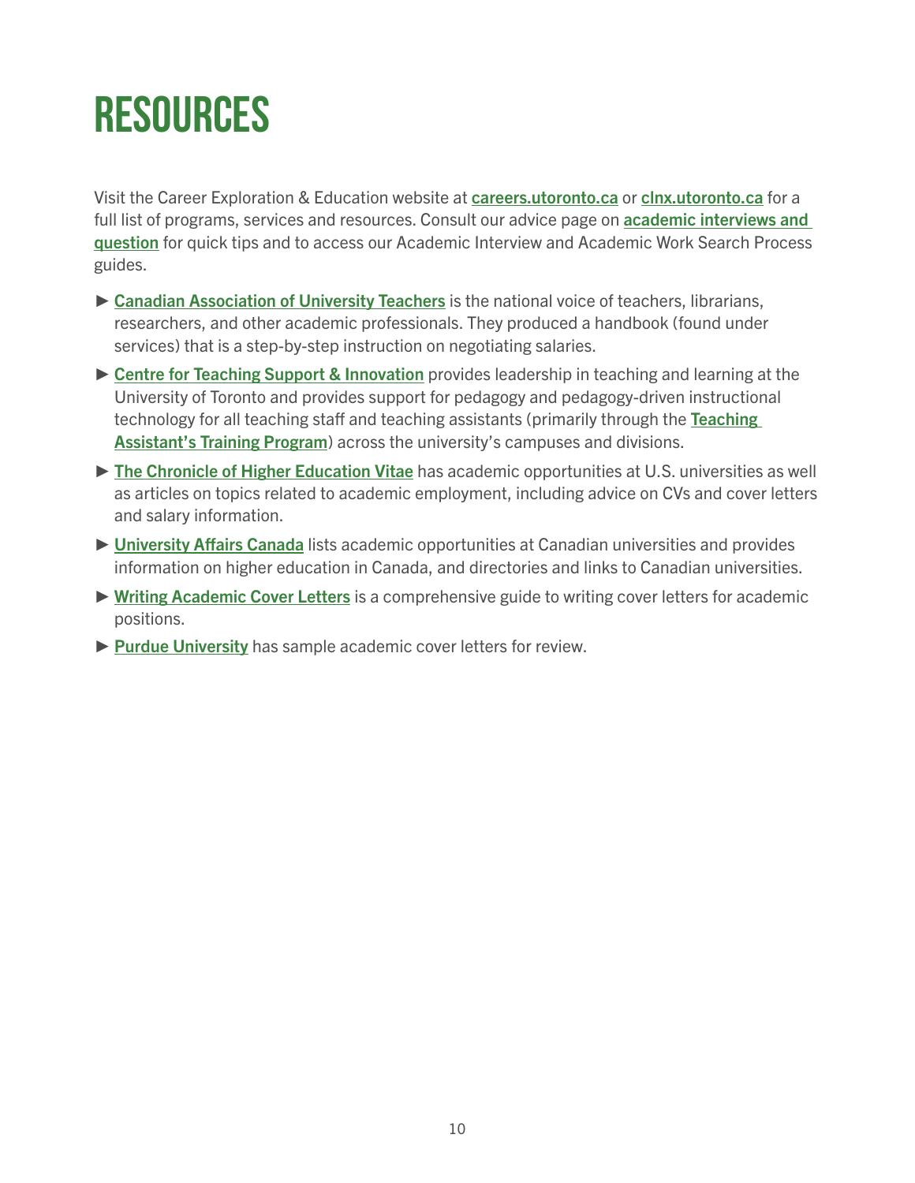# RESOURCES

Visit the Career Exploration & Education website at **careers.utoronto.ca** or **clnx.utoronto.ca** for a full list of programs, services and resources. Consult our advice page on **academic interviews and question** for quick tips and to access our Academic Interview and Academic Work Search Process guides.

- ► **Canadian Association of University Teachers** is the national voice of teachers, librarians, researchers, and other academic professionals. They produced a handbook (found under services) that is a step-by-step instruction on negotiating salaries.
- ► **Centre for Teaching Support & Innovation** provides leadership in teaching and learning at the University of Toronto and provides support for pedagogy and pedagogy-driven instructional technology for all teaching staff and teaching assistants (primarily through the **Teaching Assistant's Training Program**) across the university's campuses and divisions.
- ► **The Chronicle of Higher Education Vitae** has academic opportunities at U.S. universities as well as articles on topics related to academic employment, including advice on CVs and cover letters and salary information.
- ► **University Affairs Canada** lists academic opportunities at Canadian universities and provides information on higher education in Canada, and directories and links to Canadian universities.
- ► **Writing Academic Cover Letters** is a comprehensive guide to writing cover letters for academic positions.
- ► **Purdue University** has sample academic cover letters for review.